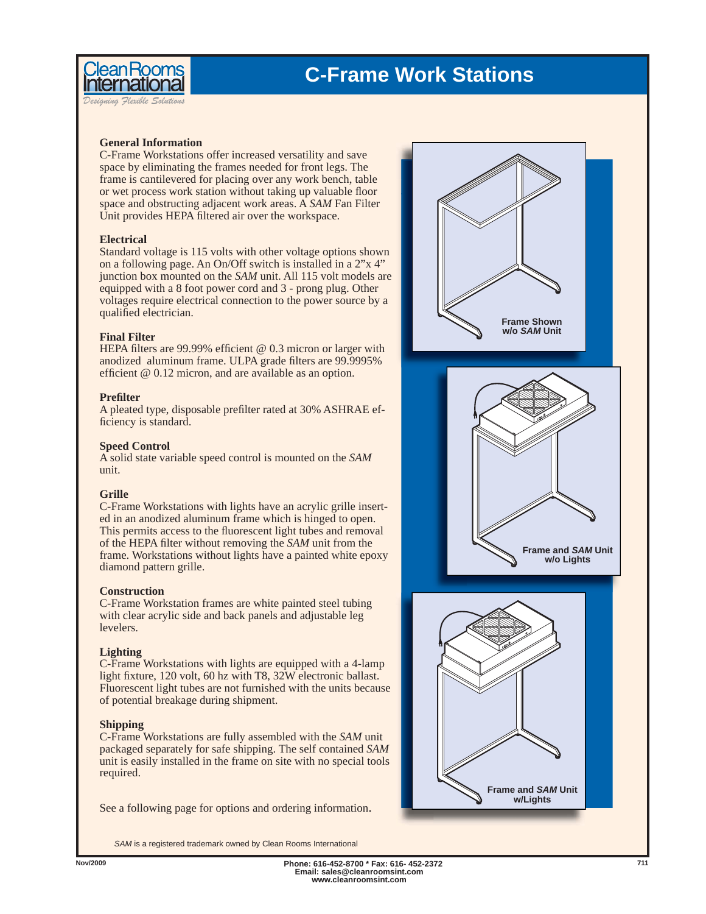# C-Frame Work Stations

### General Information

C-Frame Workstations offer increased versatility and save space by eliminating the frames needed for front legs. The frame is cantilevered for placing over any work bench, table or wet process work station without taking up valuable floor space and obstructing adjacent work areas. A *SAM* Fan Filter Unit provides HEPA filtered air over the workspace.

### Electrical

Standard voltage is 115 volts with other voltage options shown on a following page. An On/Off switch is installed in a 2"x 4" junction box mounted on the *SAM* unit. All 115 volt models are equipped with a 8 foot power cord and 3 - prong plug. Other voltages require electrical connection to the power source by a qualified electrician.

### Final Filter

HEPA filters are 99.99% efficient @ 0.3 micron or larger with anodized aluminum frame. ULPA grade filters are 99.9995% efficient @ 0.12 micron, and are available as an option.

### Prefilter

A pleated type, disposable prefilter rated at 30% ASHRAE efficiency is standard.

### Speed Control

A solid state variable speed control is mounted on the *SAM* unit.

### Grille

C-Frame Workstations with lights have an acrylic grille inserted in an anodized aluminum frame which is hinged to open. This permits access to the fluorescent light tubes and removal of the HEPA filter without removing the *SAM* unit from the frame. Workstations without lights have a painted white epoxy diamond pattern grille.

### Construction

C-Frame Workstation frames are white painted steel tubing with clear acrylic side and back panels and adjustable leg levelers.

### Lighting

C-Frame Workstations with lights are equipped with a 4-lamp light fixture, 120 volt, 60 hz with T8, 32W electronic ballast. Fluorescent light tubes are not furnished with the units because of potential breakage during shipment.

### Shipping

C-Frame Workstations are fully assembled with the *SAM* unit packaged separately for safe shipping. The self contained *SAM* unit is easily installed in the frame on site with no special tools required.

See a following page for options and ordering information.

**Frame Shown w/o *SAM* Unit**

**Frame and *SAM* Unit w/o Lights**

**Frame and *SAM* Unit w/Lights**

*SAM* is a registered trademark owned by Clean Rooms International

Nov/2009

Phone: 616-452-8700 * Fax: 616- 452-2372
Email: sales@cleanroomsint.com
www.cleanroomsint.com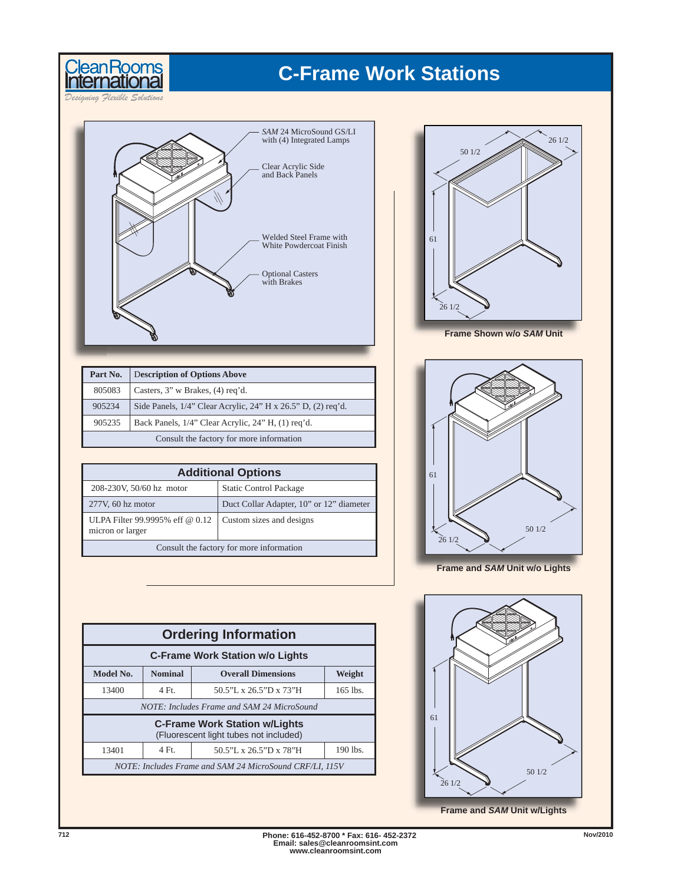# C-Frame Work Stations

CleanRooms International
*Designing Flexible Solutions*

*SAM* 24 MicroSound GS/LI with (4) Integrated Lamps

Clear Acrylic Side and Back Panels

Welded Steel Frame with White Powdercoat Finish

Optional Casters with Brakes

| Part No. | Description of Options Above |
|---|---|
| 805083 | Casters, 3" w Brakes, (4) req'd. |
| 905234 | Side Panels, 1/4" Clear Acrylic, 24" H x 26.5" D, (2) req'd. |
| 905235 | Back Panels, 1/4" Clear Acrylic, 24" H, (1) req'd. |
| Consult the factory for more information | |

| Additional Options | |
|---|---|
| 208-230V, 50/60 hz motor | Static Control Package |
| 277V, 60 hz motor | Duct Collar Adapter, 10" or 12" diameter |
| ULPA Filter 99.9995% eff @ 0.12 micron or larger | Custom sizes and designs |
| Consult the factory for more information | |

## Ordering Information

| Model No. | Nominal | Overall Dimensions | Weight |
|---|---|---|---|
| **C-Frame Work Station w/o Lights** | | | |
| 13400 | 4 Ft. | 50.5"L x 26.5"D x 73"H | 165 lbs. |
| *NOTE: Includes Frame and SAM 24 MicroSound* | | | |
| **C-Frame Work Station w/Lights** (Fluorescent light tubes not included) | | | |
| 13401 | 4 Ft. | 50.5"L x 26.5"D x 78"H | 190 lbs. |
| *NOTE: Includes Frame and SAM 24 MicroSound CRF/LI, 115V* | | | |

50 1/2
26 1/2
61
26 1/2

**Frame Shown w/o *SAM* Unit**

61
50 1/2
26 1/2

**Frame and *SAM* Unit w/o Lights**

61
50 1/2
26 1/2

**Frame and *SAM* Unit w/Lights**

Phone: 616-452-8700 * Fax: 616- 452-2372
Email: sales@cleanroomsint.com
www.cleanroomsint.com

Nov/2010